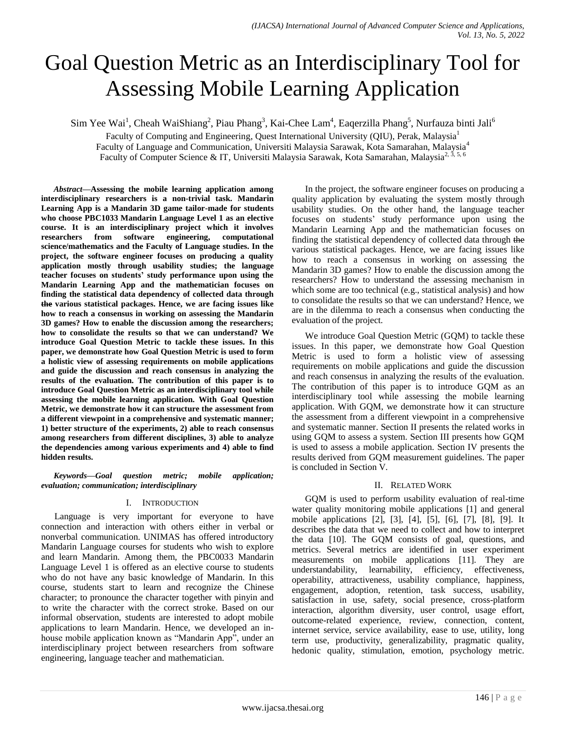# Goal Question Metric as an Interdisciplinary Tool for Assessing Mobile Learning Application

Sim Yee Wai[1], Cheah WaiShiang[2], Piau Phang[3], Kai-Chee Lam[4], Eaqerzilla Phang[5], Nurfauza binti Jali[6]

Faculty of Computing and Engineering, Quest International University (QIU), Perak, Malaysia[1]
Faculty of Language and Communication, Universiti Malaysia Sarawak, Kota Samarahan, Malaysia[4]
Faculty of Computer Science & IT, Universiti Malaysia Sarawak, Kota Samarahan, Malaysia[2, 3, 5, 6]

***Abstract*—Assessing the mobile learning application among interdisciplinary researchers is a non-trivial task. Mandarin Learning App is a Mandarin 3D game tailor-made for students who choose PBC1033 Mandarin Language Level 1 as an elective course. It is an interdisciplinary project which it involves researchers from software engineering, computational science/mathematics and the Faculty of Language studies. In the project, the software engineer focuses on producing a quality application mostly through usability studies; the language teacher focuses on students' study performance upon using the Mandarin Learning App and the mathematician focuses on finding the statistical data dependency of collected data through ~~the~~ various statistical packages. Hence, we are facing issues like how to reach a consensus in working on assessing the Mandarin 3D games? How to enable the discussion among the researchers; how to consolidate the results so that we can understand? We introduce Goal Question Metric to tackle these issues. In this paper, we demonstrate how Goal Question Metric is used to form a holistic view of assessing requirements on mobile applications and guide the discussion and reach consensus in analyzing the results of the evaluation. The contribution of this paper is to introduce Goal Question Metric as an interdisciplinary tool while assessing the mobile learning application. With Goal Question Metric, we demonstrate how it can structure the assessment from a different viewpoint in a comprehensive and systematic manner; 1) better structure of the experiments, 2) able to reach consensus among researchers from different disciplines, 3) able to analyze the dependencies among various experiments and 4) able to find hidden results.**

***Keywords*—Goal question metric; mobile application; evaluation; communication; interdisciplinary**

## I. Introduction

Language is very important for everyone to have connection and interaction with others either in verbal or nonverbal communication. UNIMAS has offered introductory Mandarin Language courses for students who wish to explore and learn Mandarin. Among them, the PBC0033 Mandarin Language Level 1 is offered as an elective course to students who do not have any basic knowledge of Mandarin. In this course, students start to learn and recognize the Chinese character; to pronounce the character together with pinyin and to write the character with the correct stroke. Based on our informal observation, students are interested to adopt mobile applications to learn Mandarin. Hence, we developed an in-house mobile application known as "Mandarin App", under an interdisciplinary project between researchers from software engineering, language teacher and mathematician.

In the project, the software engineer focuses on producing a quality application by evaluating the system mostly through usability studies. On the other hand, the language teacher focuses on students' study performance upon using the Mandarin Learning App and the mathematician focuses on finding the statistical dependency of collected data through ~~the~~ various statistical packages. Hence, we are facing issues like how to reach a consensus in working on assessing the Mandarin 3D games? How to enable the discussion among the researchers? How to understand the assessing mechanism in which some are too technical (e.g., statistical analysis) and how to consolidate the results so that we can understand? Hence, we are in the dilemma to reach a consensus when conducting the evaluation of the project.

We introduce Goal Question Metric (GQM) to tackle these issues. In this paper, we demonstrate how Goal Question Metric is used to form a holistic view of assessing requirements on mobile applications and guide the discussion and reach consensus in analyzing the results of the evaluation. The contribution of this paper is to introduce GQM as an interdisciplinary tool while assessing the mobile learning application. With GQM, we demonstrate how it can structure the assessment from a different viewpoint in a comprehensive and systematic manner. Section II presents the related works in using GQM to assess a system. Section III presents how GQM is used to assess a mobile application. Section IV presents the results derived from GQM measurement guidelines. The paper is concluded in Section V.

## II. Related Work

GQM is used to perform usability evaluation of real-time water quality monitoring mobile applications [1] and general mobile applications [2], [3], [4], [5], [6], [7], [8], [9]. It describes the data that we need to collect and how to interpret the data [10]. The GQM consists of goal, questions, and metrics. Several metrics are identified in user experiment measurements on mobile applications [11]. They are understandability, learnability, efficiency, effectiveness, operability, attractiveness, usability compliance, happiness, engagement, adoption, retention, task success, usability, satisfaction in use, safety, social presence, cross-platform interaction, algorithm diversity, user control, usage effort, outcome-related experience, review, connection, content, internet service, service availability, ease to use, utility, long term use, productivity, generalizability, pragmatic quality, hedonic quality, stimulation, emotion, psychology metric.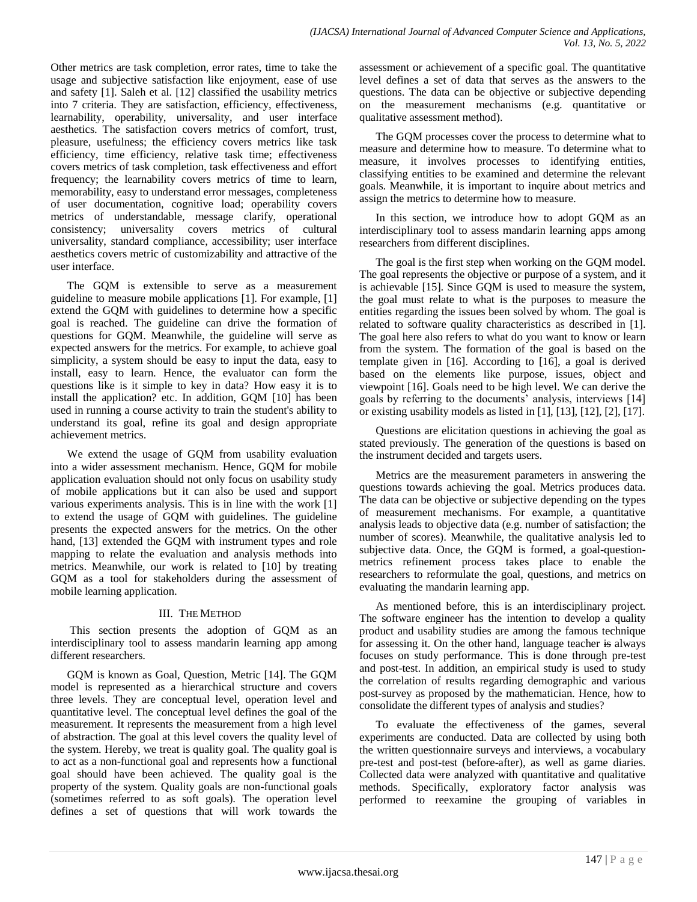Other metrics are task completion, error rates, time to take the usage and subjective satisfaction like enjoyment, ease of use and safety [1]. Saleh et al. [12] classified the usability metrics into 7 criteria. They are satisfaction, efficiency, effectiveness, learnability, operability, universality, and user interface aesthetics. The satisfaction covers metrics of comfort, trust, pleasure, usefulness; the efficiency covers metrics like task efficiency, time efficiency, relative task time; effectiveness covers metrics of task completion, task effectiveness and effort frequency; the learnability covers metrics of time to learn, memorability, easy to understand error messages, completeness of user documentation, cognitive load; operability covers metrics of understandable, message clarify, operational consistency; universality covers metrics of cultural universality, standard compliance, accessibility; user interface aesthetics covers metric of customizability and attractive of the user interface.

The GQM is extensible to serve as a measurement guideline to measure mobile applications [1]. For example, [1] extend the GQM with guidelines to determine how a specific goal is reached. The guideline can drive the formation of questions for GQM. Meanwhile, the guideline will serve as expected answers for the metrics. For example, to achieve goal simplicity, a system should be easy to input the data, easy to install, easy to learn. Hence, the evaluator can form the questions like is it simple to key in data? How easy it is to install the application? etc. In addition, GQM [10] has been used in running a course activity to train the student's ability to understand its goal, refine its goal and design appropriate achievement metrics.

We extend the usage of GQM from usability evaluation into a wider assessment mechanism. Hence, GQM for mobile application evaluation should not only focus on usability study of mobile applications but it can also be used and support various experiments analysis. This is in line with the work [1] to extend the usage of GQM with guidelines. The guideline presents the expected answers for the metrics. On the other hand, [13] extended the GQM with instrument types and role mapping to relate the evaluation and analysis methods into metrics. Meanwhile, our work is related to [10] by treating GQM as a tool for stakeholders during the assessment of mobile learning application.

## III. The Method

This section presents the adoption of GQM as an interdisciplinary tool to assess mandarin learning app among different researchers.

GQM is known as Goal, Question, Metric [14]. The GQM model is represented as a hierarchical structure and covers three levels. They are conceptual level, operation level and quantitative level. The conceptual level defines the goal of the measurement. It represents the measurement from a high level of abstraction. The goal at this level covers the quality level of the system. Hereby, we treat is quality goal. The quality goal is to act as a non-functional goal and represents how a functional goal should have been achieved. The quality goal is the property of the system. Quality goals are non-functional goals (sometimes referred to as soft goals). The operation level defines a set of questions that will work towards the assessment or achievement of a specific goal. The quantitative level defines a set of data that serves as the answers to the questions. The data can be objective or subjective depending on the measurement mechanisms (e.g. quantitative or qualitative assessment method).

The GQM processes cover the process to determine what to measure and determine how to measure. To determine what to measure, it involves processes to identifying entities, classifying entities to be examined and determine the relevant goals. Meanwhile, it is important to inquire about metrics and assign the metrics to determine how to measure.

In this section, we introduce how to adopt GQM as an interdisciplinary tool to assess mandarin learning apps among researchers from different disciplines.

The goal is the first step when working on the GQM model. The goal represents the objective or purpose of a system, and it is achievable [15]. Since GQM is used to measure the system, the goal must relate to what is the purposes to measure the entities regarding the issues been solved by whom. The goal is related to software quality characteristics as described in [1]. The goal here also refers to what do you want to know or learn from the system. The formation of the goal is based on the template given in [16]. According to [16], a goal is derived based on the elements like purpose, issues, object and viewpoint [16]. Goals need to be high level. We can derive the goals by referring to the documents' analysis, interviews [14] or existing usability models as listed in [1], [13], [12], [2], [17].

Questions are elicitation questions in achieving the goal as stated previously. The generation of the questions is based on the instrument decided and targets users.

Metrics are the measurement parameters in answering the questions towards achieving the goal. Metrics produces data. The data can be objective or subjective depending on the types of measurement mechanisms. For example, a quantitative analysis leads to objective data (e.g. number of satisfaction; the number of scores). Meanwhile, the qualitative analysis led to subjective data. Once, the GQM is formed, a goal-question-metrics refinement process takes place to enable the researchers to reformulate the goal, questions, and metrics on evaluating the mandarin learning app.

As mentioned before, this is an interdisciplinary project. The software engineer has the intention to develop a quality product and usability studies are among the famous technique for assessing it. On the other hand, language teacher ~~is~~ always focuses on study performance. This is done through pre-test and post-test. In addition, an empirical study is used to study the correlation of results regarding demographic and various post-survey as proposed by the mathematician. Hence, how to consolidate the different types of analysis and studies?

To evaluate the effectiveness of the games, several experiments are conducted. Data are collected by using both the written questionnaire surveys and interviews, a vocabulary pre-test and post-test (before-after), as well as game diaries. Collected data were analyzed with quantitative and qualitative methods. Specifically, exploratory factor analysis was performed to reexamine the grouping of variables in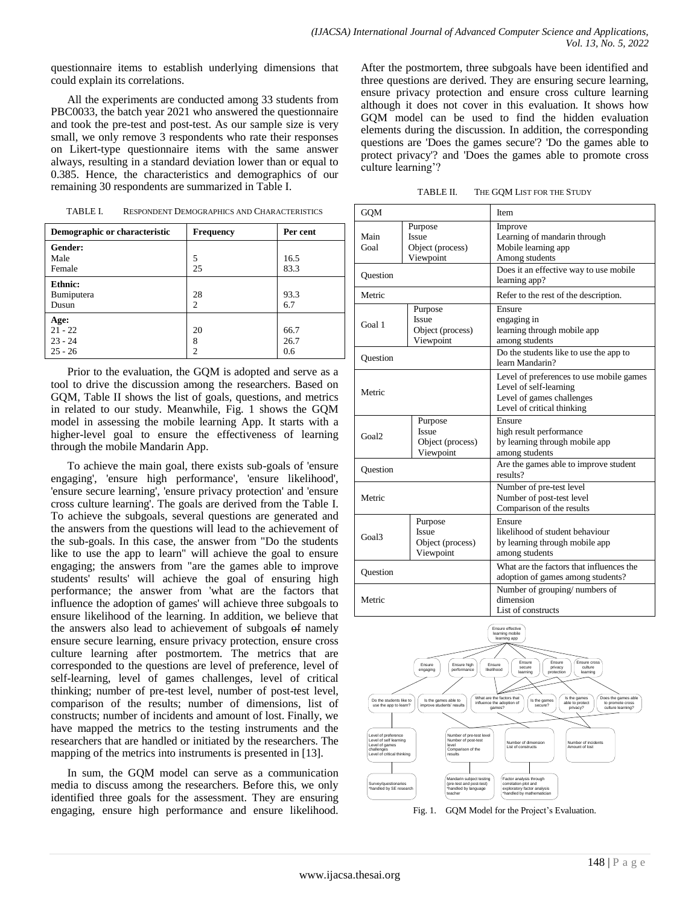questionnaire items to establish underlying dimensions that could explain its correlations.

All the experiments are conducted among 33 students from PBC0033, the batch year 2021 who answered the questionnaire and took the pre-test and post-test. As our sample size is very small, we only remove 3 respondents who rate their responses on Likert-type questionnaire items with the same answer always, resulting in a standard deviation lower than or equal to 0.385. Hence, the characteristics and demographics of our remaining 30 respondents are summarized in Table I.

TABLE I. RESPONDENT DEMOGRAPHICS AND CHARACTERISTICS

| Demographic or characteristic | Frequency | Per cent |
|---|---|---|
| **Gender:** | | |
| Male | 5 | 16.5 |
| Female | 25 | 83.3 |
| **Ethnic:** | | |
| Bumiputera | 28 | 93.3 |
| Dusun | 2 | 6.7 |
| **Age:** | | |
| 21 - 22 | 20 | 66.7 |
| 23 - 24 | 8 | 26.7 |
| 25 - 26 | 2 | 0.6 |

Prior to the evaluation, the GQM is adopted and serve as a tool to drive the discussion among the researchers. Based on GQM, Table II shows the list of goals, questions, and metrics in related to our study. Meanwhile, Fig. 1 shows the GQM model in assessing the mobile learning App. It starts with a higher-level goal to ensure the effectiveness of learning through the mobile Mandarin App.

To achieve the main goal, there exists sub-goals of 'ensure engaging', 'ensure high performance', 'ensure likelihood', 'ensure secure learning', 'ensure privacy protection' and 'ensure cross culture learning'. The goals are derived from the Table I. To achieve the subgoals, several questions are generated and the answers from the questions will lead to the achievement of the sub-goals. In this case, the answer from "Do the students like to use the app to learn" will achieve the goal to ensure engaging; the answers from "are the games able to improve students' results' will achieve the goal of ensuring high performance; the answer from 'what are the factors that influence the adoption of games' will achieve three subgoals to ensure likelihood of the learning. In addition, we believe that the answers also lead to achievement of subgoals ~~of~~ namely ensure secure learning, ensure privacy protection, ensure cross culture learning after postmortem. The metrics that are corresponded to the questions are level of preference, level of self-learning, level of games challenges, level of critical thinking; number of pre-test level, number of post-test level, comparison of the results; number of dimensions, list of constructs; number of incidents and amount of lost. Finally, we have mapped the metrics to the testing instruments and the researchers that are handled or initiated by the researchers. The mapping of the metrics into instruments is presented in [13].

In sum, the GQM model can serve as a communication media to discuss among the researchers. Before this, we only identified three goals for the assessment. They are ensuring engaging, ensure high performance and ensure likelihood. After the postmortem, three subgoals have been identified and three questions are derived. They are ensuring secure learning, ensure privacy protection and ensure cross culture learning although it does not cover in this evaluation. It shows how GQM model can be used to find the hidden evaluation elements during the discussion. In addition, the corresponding questions are 'Does the games secure'? 'Do the games able to protect privacy'? and 'Does the games able to promote cross culture learning'?

TABLE II. THE GQM LIST FOR THE STUDY

| GQM | | Item |
|---|---|---|
| Main Goal | Purpose<br>Issue<br>Object (process)<br>Viewpoint | Improve<br>Learning of mandarin through<br>Mobile learning app<br>Among students |
| Question | | Does it an effective way to use mobile learning app? |
| Metric | | Refer to the rest of the description. |
| Goal 1 | Purpose<br>Issue<br>Object (process)<br>Viewpoint | Ensure<br>engaging in<br>learning through mobile app<br>among students |
| Question | | Do the students like to use the app to learn Mandarin? |
| Metric | | Level of preferences to use mobile games<br>Level of self-learning<br>Level of games challenges<br>Level of critical thinking |
| Goal2 | Purpose<br>Issue<br>Object (process)<br>Viewpoint | Ensure<br>high result performance<br>by learning through mobile app<br>among students |
| Question | | Are the games able to improve student results? |
| Metric | | Number of pre-test level<br>Number of post-test level<br>Comparison of the results |
| Goal3 | Purpose<br>Issue<br>Object (process)<br>Viewpoint | Ensure<br>likelihood of student behaviour<br>by learning through mobile app<br>among students |
| Question | | What are the factors that influences the adoption of games among students? |
| Metric | | Number of grouping/ numbers of dimension<br>List of constructs |

Fig. 1. GQM Model for the Project's Evaluation.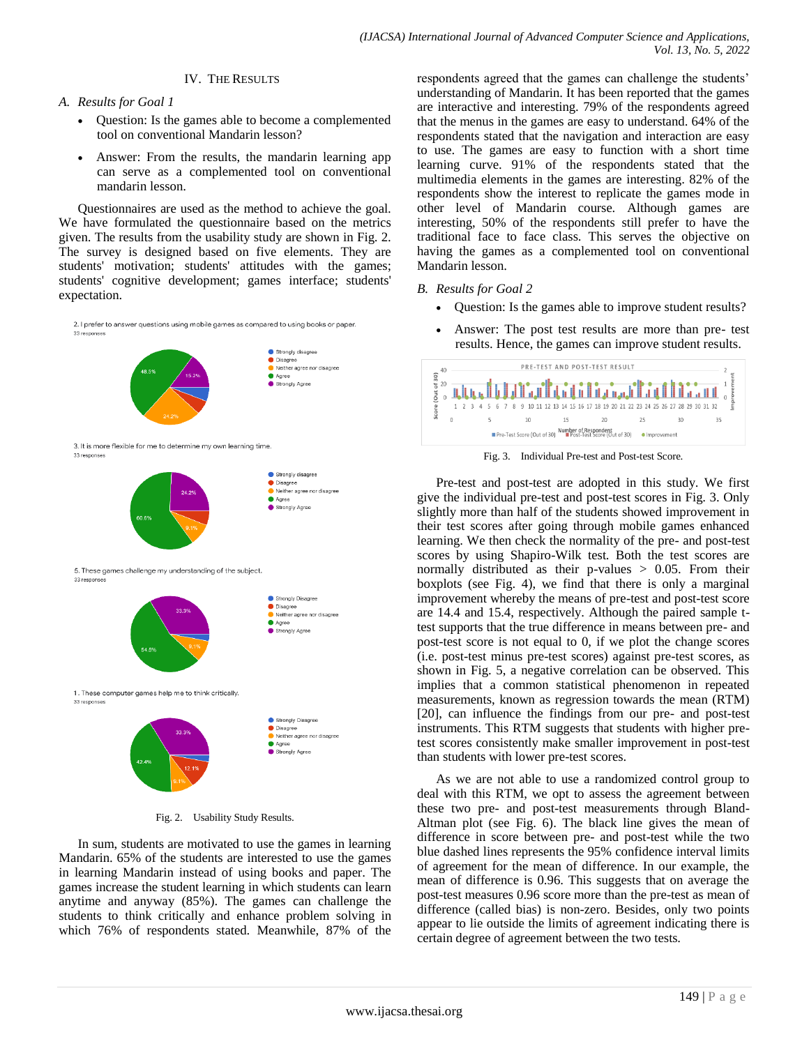## IV. The Results

### A. Results for Goal 1

- Question: Is the games able to become a complemented tool on conventional Mandarin lesson?
- Answer: From the results, the mandarin learning app can serve as a complemented tool on conventional mandarin lesson.

Questionnaires are used as the method to achieve the goal. We have formulated the questionnaire based on the metrics given. The results from the usability study are shown in Fig. 2. The survey is designed based on five elements. They are students' motivation; students' attitudes with the games; students' cognitive development; games interface; students' expectation.

Fig. 2. Usability Study Results.

In sum, students are motivated to use the games in learning Mandarin. 65% of the students are interested to use the games in learning Mandarin instead of using books and paper. The games increase the student learning in which students can learn anytime and anyway (85%). The games can challenge the students to think critically and enhance problem solving in which 76% of respondents stated. Meanwhile, 87% of the respondents agreed that the games can challenge the students' understanding of Mandarin. It has been reported that the games are interactive and interesting. 79% of the respondents agreed that the menus in the games are easy to understand. 64% of the respondents stated that the navigation and interaction are easy to use. The games are easy to function with a short time learning curve. 91% of the respondents stated that the multimedia elements in the games are interesting. 82% of the respondents show the interest to replicate the games mode in other level of Mandarin course. Although games are interesting, 50% of the respondents still prefer to have the traditional face to face class. This serves the objective on having the games as a complemented tool on conventional Mandarin lesson.

### B. Results for Goal 2

- Question: Is the games able to improve student results?
- Answer: The post test results are more than pre- test results. Hence, the games can improve student results.

Fig. 3. Individual Pre-test and Post-test Score.

Pre-test and post-test are adopted in this study. We first give the individual pre-test and post-test scores in Fig. 3. Only slightly more than half of the students showed improvement in their test scores after going through mobile games enhanced learning. We then check the normality of the pre- and post-test scores by using Shapiro-Wilk test. Both the test scores are normally distributed as their p-values $> 0.05$. From their boxplots (see Fig. 4), we find that there is only a marginal improvement whereby the means of pre-test and post-test score are 14.4 and 15.4, respectively. Although the paired sample t-test supports that the true difference in means between pre- and post-test score is not equal to 0, if we plot the change scores (i.e. post-test minus pre-test scores) against pre-test scores, as shown in Fig. 5, a negative correlation can be observed. This implies that a common statistical phenomenon in repeated measurements, known as regression towards the mean (RTM) [20], can influence the findings from our pre- and post-test instruments. This RTM suggests that students with higher pre-test scores consistently make smaller improvement in post-test than students with lower pre-test scores.

As we are not able to use a randomized control group to deal with this RTM, we opt to assess the agreement between these two pre- and post-test measurements through Bland-Altman plot (see Fig. 6). The black line gives the mean of difference in score between pre- and post-test while the two blue dashed lines represents the 95% confidence interval limits of agreement for the mean of difference. In our example, the mean of difference is 0.96. This suggests that on average the post-test measures 0.96 score more than the pre-test as mean of difference (called bias) is non-zero. Besides, only two points appear to lie outside the limits of agreement indicating there is certain degree of agreement between the two tests.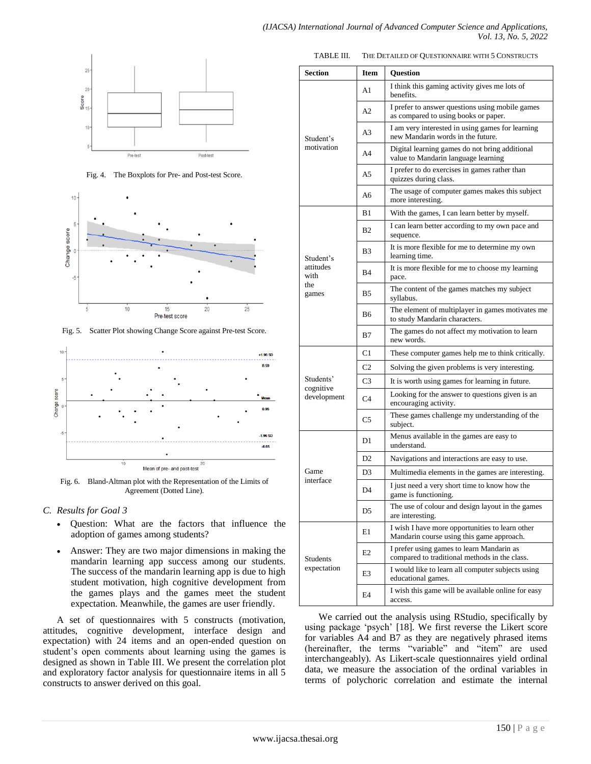Fig. 4. The Boxplots for Pre- and Post-test Score.

Fig. 5. Scatter Plot showing Change Score against Pre-test Score.

Fig. 6. Bland-Altman plot with the Representation of the Limits of Agreement (Dotted Line).

### *C. Results for Goal 3*

- Question: What are the factors that influence the adoption of games among students?
- Answer: They are two major dimensions in making the mandarin learning app success among our students. The success of the mandarin learning app is due to high student motivation, high cognitive development from the games plays and the games meet the student expectation. Meanwhile, the games are user friendly.

A set of questionnaires with 5 constructs (motivation, attitudes, cognitive development, interface design and expectation) with 24 items and an open-ended question on student's open comments about learning using the games is designed as shown in Table III. We present the correlation plot and exploratory factor analysis for questionnaire items in all 5 constructs to answer derived on this goal.

TABLE III. THE DETAILED OF QUESTIONNAIRE WITH 5 CONSTRUCTS

| Section | Item | Question |
|---|---|---|
| Student's motivation | A1 | I think this gaming activity gives me lots of benefits. |
| | A2 | I prefer to answer questions using mobile games as compared to using books or paper. |
| | A3 | I am very interested in using games for learning new Mandarin words in the future. |
| | A4 | Digital learning games do not bring additional value to Mandarin language learning |
| | A5 | I prefer to do exercises in games rather than quizzes during class. |
| | A6 | The usage of computer games makes this subject more interesting. |
| Student's attitudes with the games | B1 | With the games, I can learn better by myself. |
| | B2 | I can learn better according to my own pace and sequence. |
| | B3 | It is more flexible for me to determine my own learning time. |
| | B4 | It is more flexible for me to choose my learning pace. |
| | B5 | The content of the games matches my subject syllabus. |
| | B6 | The element of multiplayer in games motivates me to study Mandarin characters. |
| | B7 | The games do not affect my motivation to learn new words. |
| Students' cognitive development | C1 | These computer games help me to think critically. |
| | C2 | Solving the given problems is very interesting. |
| | C3 | It is worth using games for learning in future. |
| | C4 | Looking for the answer to questions given is an encouraging activity. |
| | C5 | These games challenge my understanding of the subject. |
| Game interface | D1 | Menus available in the games are easy to understand. |
| | D2 | Navigations and interactions are easy to use. |
| | D3 | Multimedia elements in the games are interesting. |
| | D4 | I just need a very short time to know how the game is functioning. |
| | D5 | The use of colour and design layout in the games are interesting. |
| Students expectation | E1 | I wish I have more opportunities to learn other Mandarin course using this game approach. |
| | E2 | I prefer using games to learn Mandarin as compared to traditional methods in the class. |
| | E3 | I would like to learn all computer subjects using educational games. |
| | E4 | I wish this game will be available online for easy access. |

We carried out the analysis using RStudio, specifically by using package 'psych' [18]. We first reverse the Likert score for variables A4 and B7 as they are negatively phrased items (hereinafter, the terms "variable" and "item" are used interchangeably). As Likert-scale questionnaires yield ordinal data, we measure the association of the ordinal variables in terms of polychoric correlation and estimate the internal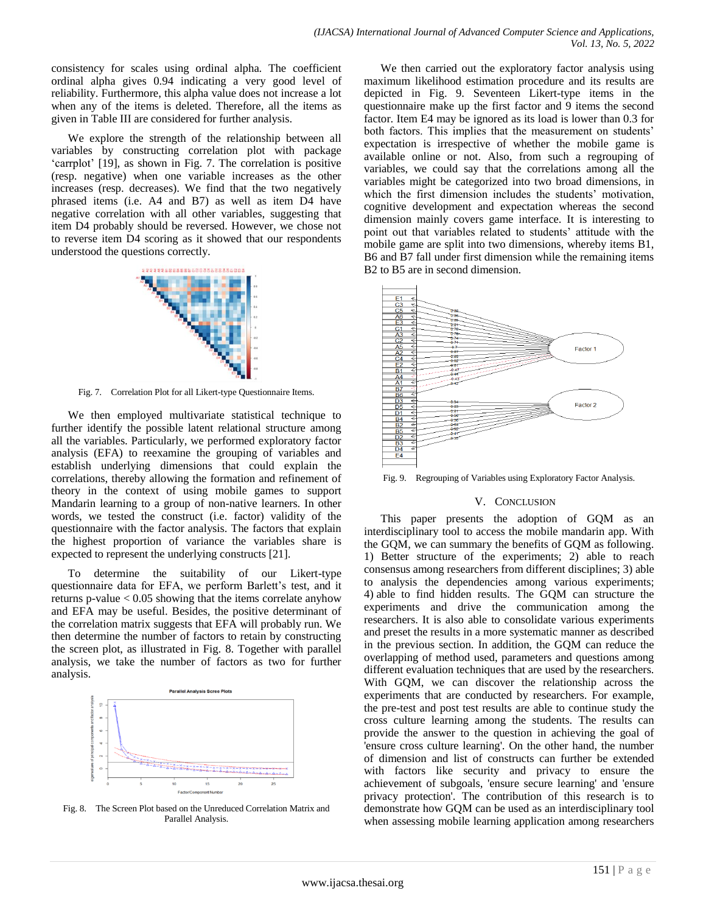consistency for scales using ordinal alpha. The coefficient ordinal alpha gives 0.94 indicating a very good level of reliability. Furthermore, this alpha value does not increase a lot when any of the items is deleted. Therefore, all the items as given in Table III are considered for further analysis.

We explore the strength of the relationship between all variables by constructing correlation plot with package 'carrplot' [19], as shown in Fig. 7. The correlation is positive (resp. negative) when one variable increases as the other increases (resp. decreases). We find that the two negatively phrased items (i.e. A4 and B7) as well as item D4 have negative correlation with all other variables, suggesting that item D4 probably should be reversed. However, we chose not to reverse item D4 scoring as it showed that our respondents understood the questions correctly.

Fig. 7. Correlation Plot for all Likert-type Questionnaire Items.

We then employed multivariate statistical technique to further identify the possible latent relational structure among all the variables. Particularly, we performed exploratory factor analysis (EFA) to reexamine the grouping of variables and establish underlying dimensions that could explain the correlations, thereby allowing the formation and refinement of theory in the context of using mobile games to support Mandarin learning to a group of non-native learners. In other words, we tested the construct (i.e. factor) validity of the questionnaire with the factor analysis. The factors that explain the highest proportion of variance the variables share is expected to represent the underlying constructs [21].

To determine the suitability of our Likert-type questionnaire data for EFA, we perform Barlett's test, and it returns p-value $< 0.05$ showing that the items correlate anyhow and EFA may be useful. Besides, the positive determinant of the correlation matrix suggests that EFA will probably run. We then determine the number of factors to retain by constructing the screen plot, as illustrated in Fig. 8. Together with parallel analysis, we take the number of factors as two for further analysis.

Fig. 8. The Screen Plot based on the Unreduced Correlation Matrix and Parallel Analysis.

We then carried out the exploratory factor analysis using maximum likelihood estimation procedure and its results are depicted in Fig. 9. Seventeen Likert-type items in the questionnaire make up the first factor and 9 items the second factor. Item E4 may be ignored as its load is lower than 0.3 for both factors. This implies that the measurement on students' expectation is irrespective of whether the mobile game is available online or not. Also, from such a regrouping of variables, we could say that the correlations among all the variables might be categorized into two broad dimensions, in which the first dimension includes the students' motivation, cognitive development and expectation whereas the second dimension mainly covers game interface. It is interesting to point out that variables related to students' attitude with the mobile game are split into two dimensions, whereby items B1, B6 and B7 fall under first dimension while the remaining items B2 to B5 are in second dimension.

Fig. 9. Regrouping of Variables using Exploratory Factor Analysis.

## V. Conclusion

This paper presents the adoption of GQM as an interdisciplinary tool to access the mobile mandarin app. With the GQM, we can summary the benefits of GQM as following. 1) Better structure of the experiments; 2) able to reach consensus among researchers from different disciplines; 3) able to analysis the dependencies among various experiments; 4) able to find hidden results. The GQM can structure the experiments and drive the communication among the researchers. It is also able to consolidate various experiments and preset the results in a more systematic manner as described in the previous section. In addition, the GQM can reduce the overlapping of method used, parameters and questions among different evaluation techniques that are used by the researchers. With GQM, we can discover the relationship across the experiments that are conducted by researchers. For example, the pre-test and post test results are able to continue study the cross culture learning among the students. The results can provide the answer to the question in achieving the goal of 'ensure cross culture learning'. On the other hand, the number of dimension and list of constructs can further be extended with factors like security and privacy to ensure the achievement of subgoals, 'ensure secure learning' and 'ensure privacy protection'. The contribution of this research is to demonstrate how GQM can be used as an interdisciplinary tool when assessing mobile learning application among researchers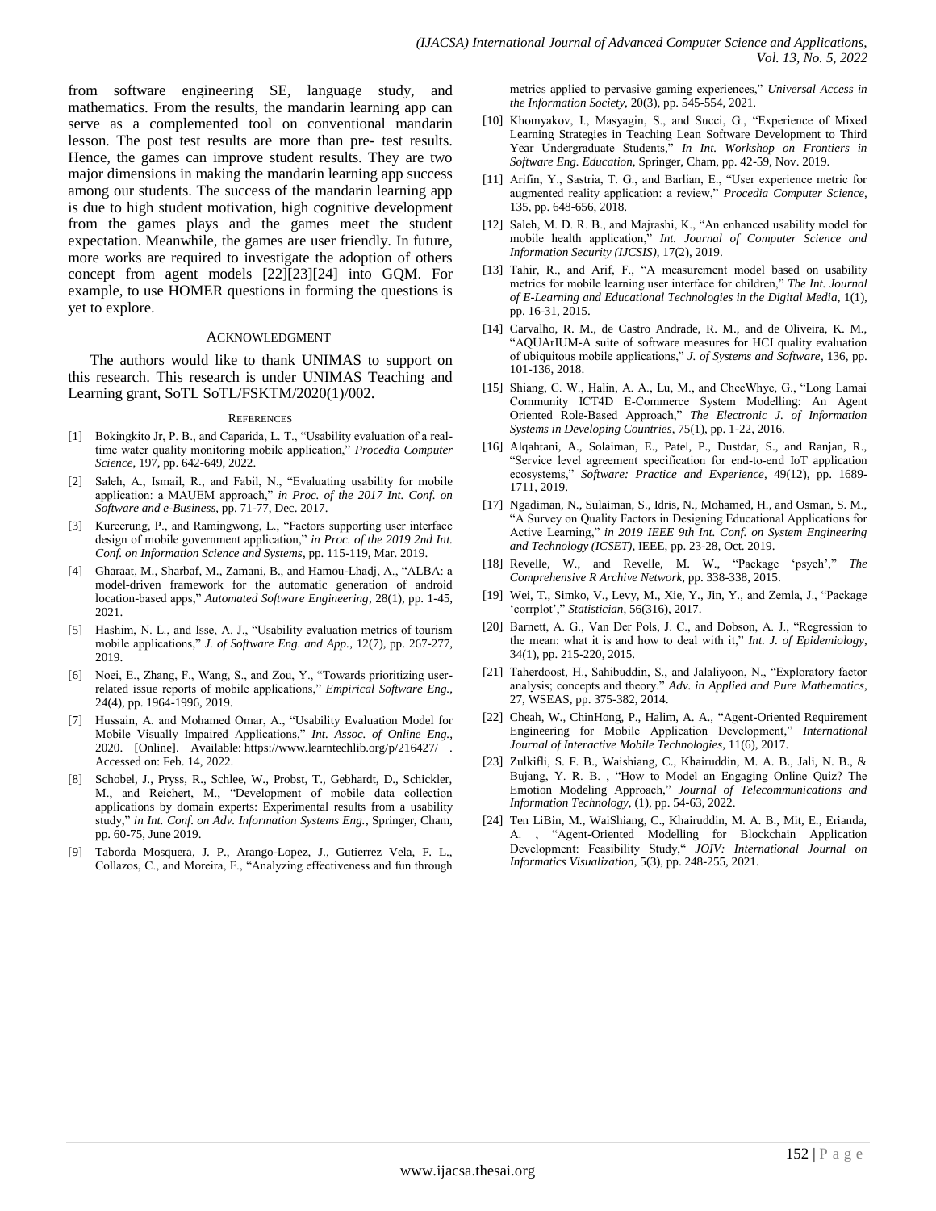from software engineering SE, language study, and mathematics. From the results, the mandarin learning app can serve as a complemented tool on conventional mandarin lesson. The post test results are more than pre- test results. Hence, the games can improve student results. They are two major dimensions in making the mandarin learning app success among our students. The success of the mandarin learning app is due to high student motivation, high cognitive development from the games plays and the games meet the student expectation. Meanwhile, the games are user friendly. In future, more works are required to investigate the adoption of others concept from agent models [22][23][24] into GQM. For example, to use HOMER questions in forming the questions is yet to explore.

## Acknowledgment

The authors would like to thank UNIMAS to support on this research. This research is under UNIMAS Teaching and Learning grant, SoTL SoTL/FSKTM/2020(1)/002.

## References

[1] Bokingkito Jr, P. B., and Caparida, L. T., "Usability evaluation of a real-time water quality monitoring mobile application," *Procedia Computer Science*, 197, pp. 642-649, 2022.

[2] Saleh, A., Ismail, R., and Fabil, N., "Evaluating usability for mobile application: a MAUEM approach," *in Proc. of the 2017 Int. Conf. on Software and e-Business*, pp. 71-77, Dec. 2017.

[3] Kureerung, P., and Ramingwong, L., "Factors supporting user interface design of mobile government application," *in Proc. of the 2019 2nd Int. Conf. on Information Science and Systems*, pp. 115-119, Mar. 2019.

[4] Gharaat, M., Sharbaf, M., Zamani, B., and Hamou-Lhadj, A., "ALBA: a model-driven framework for the automatic generation of android location-based apps," *Automated Software Engineering*, 28(1), pp. 1-45, 2021.

[5] Hashim, N. L., and Isse, A. J., "Usability evaluation metrics of tourism mobile applications," *J. of Software Eng. and App.*, 12(7), pp. 267-277, 2019.

[6] Noei, E., Zhang, F., Wang, S., and Zou, Y., "Towards prioritizing user-related issue reports of mobile applications," *Empirical Software Eng.*, 24(4), pp. 1964-1996, 2019.

[7] Hussain, A. and Mohamed Omar, A., "Usability Evaluation Model for Mobile Visually Impaired Applications," *Int. Assoc. of Online Eng.*, 2020. [Online]. Available: https://www.learntechlib.org/p/216427/ . Accessed on: Feb. 14, 2022.

[8] Schobel, J., Pryss, R., Schlee, W., Probst, T., Gebhardt, D., Schickler, M., and Reichert, M., "Development of mobile data collection applications by domain experts: Experimental results from a usability study," *in Int. Conf. on Adv. Information Systems Eng.*, Springer, Cham, pp. 60-75, June 2019.

[9] Taborda Mosquera, J. P., Arango-Lopez, J., Gutierrez Vela, F. L., Collazos, C., and Moreira, F., "Analyzing effectiveness and fun through metrics applied to pervasive gaming experiences," *Universal Access in the Information Society*, 20(3), pp. 545-554, 2021.

[10] Khomyakov, I., Masyagin, S., and Succi, G., "Experience of Mixed Learning Strategies in Teaching Lean Software Development to Third Year Undergraduate Students," *In Int. Workshop on Frontiers in Software Eng. Education*, Springer, Cham, pp. 42-59, Nov. 2019.

[11] Arifin, Y., Sastria, T. G., and Barlian, E., "User experience metric for augmented reality application: a review," *Procedia Computer Science*, 135, pp. 648-656, 2018.

[12] Saleh, M. D. R. B., and Majrashi, K., "An enhanced usability model for mobile health application," *Int. Journal of Computer Science and Information Security (IJCSIS)*, 17(2), 2019.

[13] Tahir, R., and Arif, F., "A measurement model based on usability metrics for mobile learning user interface for children," *The Int. Journal of E-Learning and Educational Technologies in the Digital Media*, 1(1), pp. 16-31, 2015.

[14] Carvalho, R. M., de Castro Andrade, R. M., and de Oliveira, K. M., "AQUArIUM-A suite of software measures for HCI quality evaluation of ubiquitous mobile applications," *J. of Systems and Software*, 136, pp. 101-136, 2018.

[15] Shiang, C. W., Halin, A. A., Lu, M., and CheeWhye, G., "Long Lamai Community ICT4D E-Commerce System Modelling: An Agent Oriented Role-Based Approach," *The Electronic J. of Information Systems in Developing Countries*, 75(1), pp. 1-22, 2016.

[16] Alqahtani, A., Solaiman, E., Patel, P., Dustdar, S., and Ranjan, R., "Service level agreement specification for end-to-end IoT application ecosystems," *Software: Practice and Experience*, 49(12), pp. 1689-1711, 2019.

[17] Ngadiman, N., Sulaiman, S., Idris, N., Mohamed, H., and Osman, S. M., "A Survey on Quality Factors in Designing Educational Applications for Active Learning," *in 2019 IEEE 9th Int. Conf. on System Engineering and Technology (ICSET)*, IEEE, pp. 23-28, Oct. 2019.

[18] Revelle, W., and Revelle, M. W., "Package 'psych'," *The Comprehensive R Archive Network*, pp. 338-338, 2015.

[19] Wei, T., Simko, V., Levy, M., Xie, Y., Jin, Y., and Zemla, J., "Package 'corrplot'," *Statistician*, 56(316), 2017.

[20] Barnett, A. G., Van Der Pols, J. C., and Dobson, A. J., "Regression to the mean: what it is and how to deal with it," *Int. J. of Epidemiology*, 34(1), pp. 215-220, 2015.

[21] Taherdoost, H., Sahibuddin, S., and Jalaliyoon, N., "Exploratory factor analysis; concepts and theory." *Adv. in Applied and Pure Mathematics*, 27, WSEAS, pp. 375-382, 2014.

[22] Cheah, W., ChinHong, P., Halim, A. A., "Agent-Oriented Requirement Engineering for Mobile Application Development," *International Journal of Interactive Mobile Technologies*, 11(6), 2017.

[23] Zulkifli, S. F. B., Waishiang, C., Khairuddin, M. A. B., Jali, N. B., & Bujang, Y. R. B. , "How to Model an Engaging Online Quiz? The Emotion Modeling Approach," *Journal of Telecommunications and Information Technology*, (1), pp. 54-63, 2022.

[24] Ten LiBin, M., WaiShiang, C., Khairuddin, M. A. B., Mit, E., Erianda, A. , "Agent-Oriented Modelling for Blockchain Application Development: Feasibility Study," *JOIV: International Journal on Informatics Visualization*, 5(3), pp. 248-255, 2021.